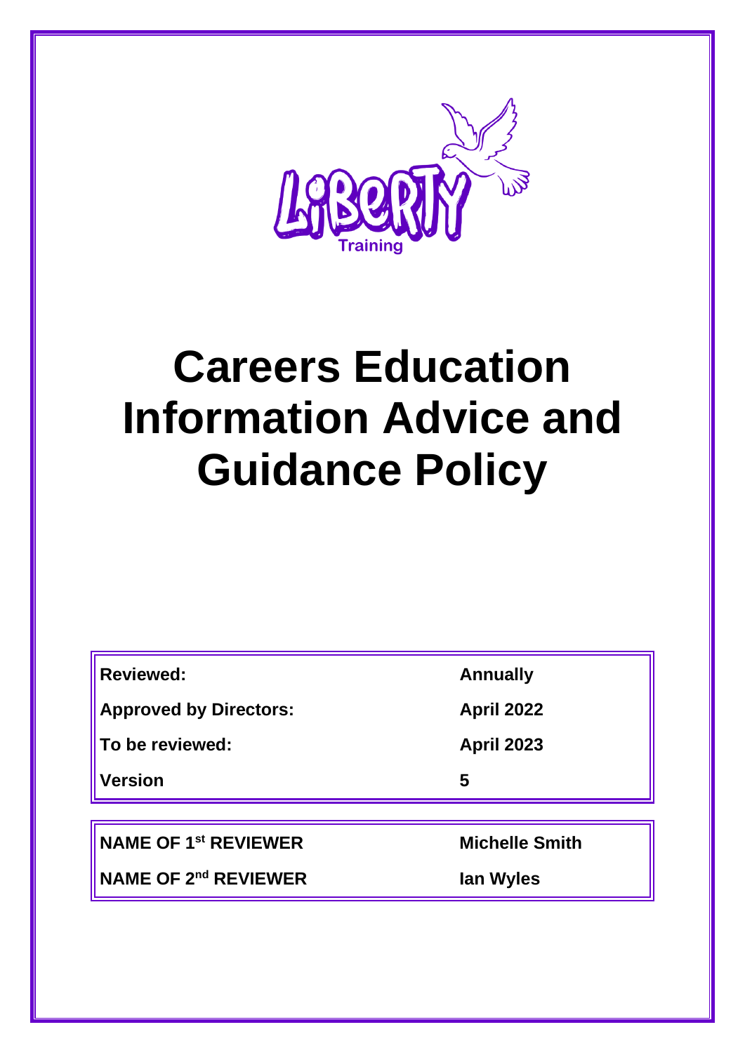Liberty Training

# Careers Education Information Advice and Guidance Policy

| | |
|---|---|
| **Reviewed:** | **Annually** |
| **Approved by Directors:** | **April 2022** |
| **To be reviewed:** | **April 2023** |
| **Version** | **5** |

| | |
|---|---|
| **NAME OF 1st REVIEWER** | **Michelle Smith** |
| **NAME OF 2nd REVIEWER** | **Ian Wyles** |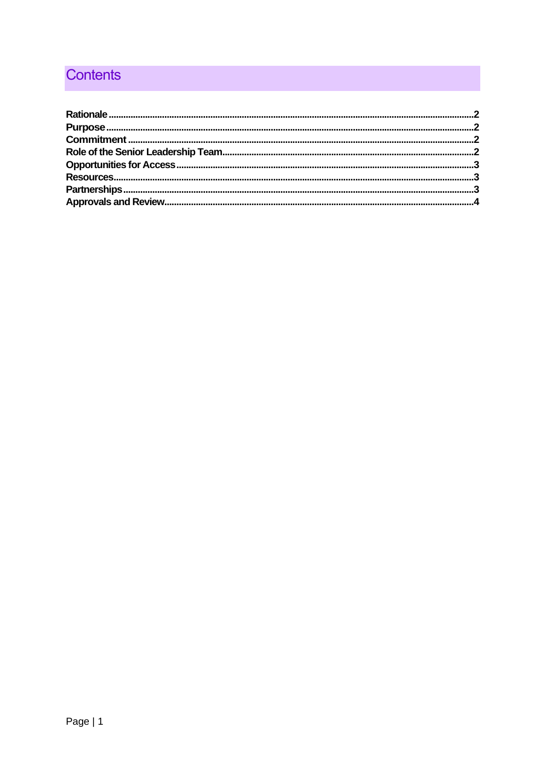# Contents

- **Rationale** ... 2
- **Purpose** ... 2
- **Commitment** ... 2
- **Role of the Senior Leadership Team** ... 2
- **Opportunities for Access** ... 3
- **Resources** ... 3
- **Partnerships** ... 3
- **Approvals and Review** ... 4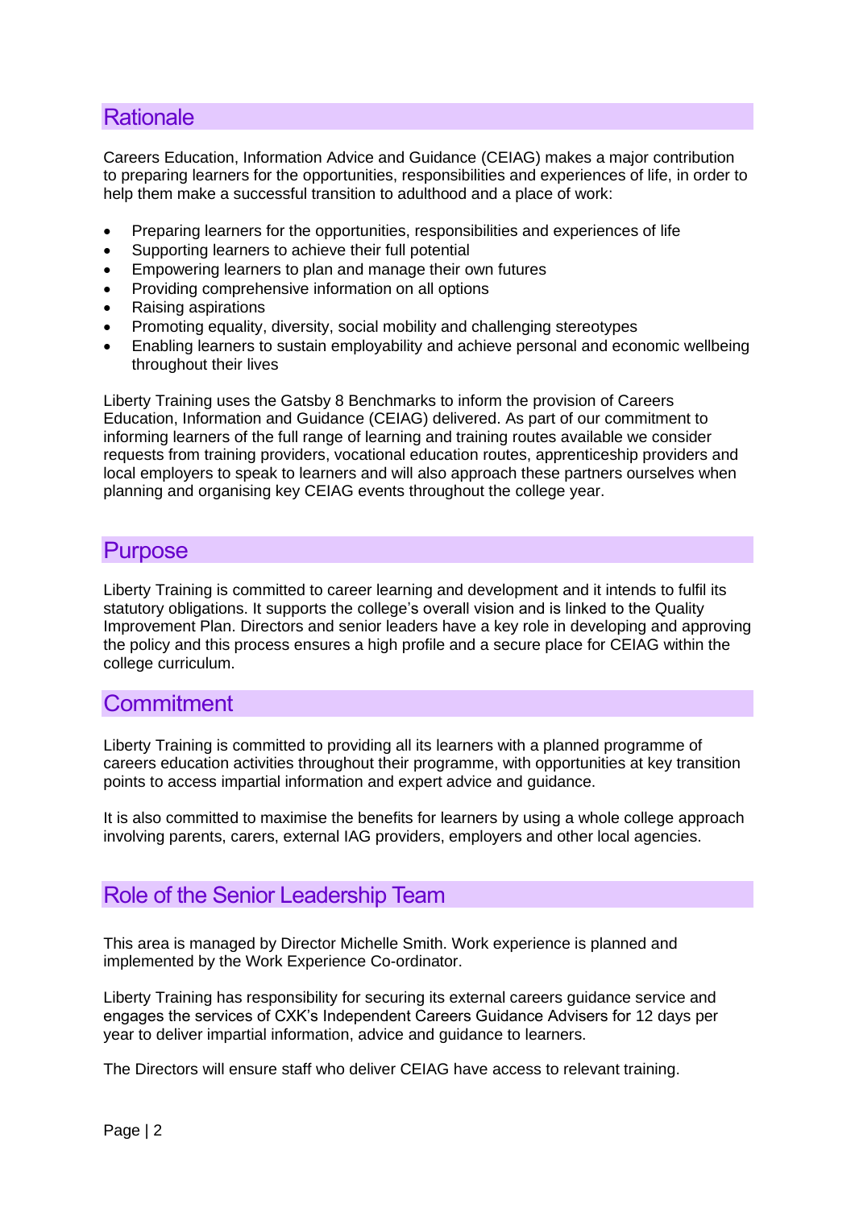## Rationale

Careers Education, Information Advice and Guidance (CEIAG) makes a major contribution to preparing learners for the opportunities, responsibilities and experiences of life, in order to help them make a successful transition to adulthood and a place of work:

- Preparing learners for the opportunities, responsibilities and experiences of life
- Supporting learners to achieve their full potential
- Empowering learners to plan and manage their own futures
- Providing comprehensive information on all options
- Raising aspirations
- Promoting equality, diversity, social mobility and challenging stereotypes
- Enabling learners to sustain employability and achieve personal and economic wellbeing throughout their lives

Liberty Training uses the Gatsby 8 Benchmarks to inform the provision of Careers Education, Information and Guidance (CEIAG) delivered. As part of our commitment to informing learners of the full range of learning and training routes available we consider requests from training providers, vocational education routes, apprenticeship providers and local employers to speak to learners and will also approach these partners ourselves when planning and organising key CEIAG events throughout the college year.

## Purpose

Liberty Training is committed to career learning and development and it intends to fulfil its statutory obligations. It supports the college's overall vision and is linked to the Quality Improvement Plan. Directors and senior leaders have a key role in developing and approving the policy and this process ensures a high profile and a secure place for CEIAG within the college curriculum.

## Commitment

Liberty Training is committed to providing all its learners with a planned programme of careers education activities throughout their programme, with opportunities at key transition points to access impartial information and expert advice and guidance.

It is also committed to maximise the benefits for learners by using a whole college approach involving parents, carers, external IAG providers, employers and other local agencies.

## Role of the Senior Leadership Team

This area is managed by Director Michelle Smith. Work experience is planned and implemented by the Work Experience Co-ordinator.

Liberty Training has responsibility for securing its external careers guidance service and engages the services of CXK's Independent Careers Guidance Advisers for 12 days per year to deliver impartial information, advice and guidance to learners.

The Directors will ensure staff who deliver CEIAG have access to relevant training.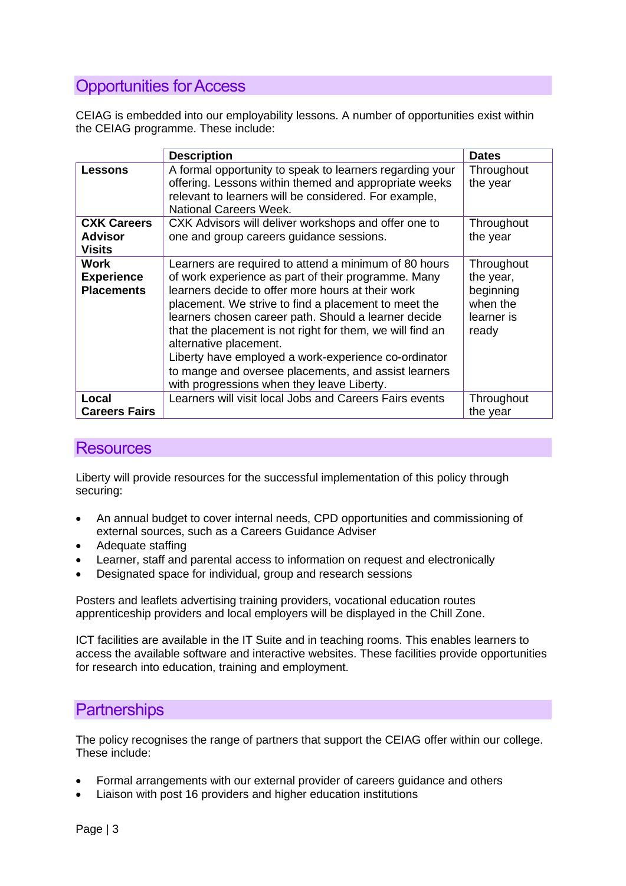## Opportunities for Access

CEIAG is embedded into our employability lessons. A number of opportunities exist within the CEIAG programme. These include:

| | Description | Dates |
|---|---|---|
| **Lessons** | A formal opportunity to speak to learners regarding your offering. Lessons within themed and appropriate weeks relevant to learners will be considered. For example, National Careers Week. | Throughout the year |
| **CXK Careers Advisor Visits** | CXK Advisors will deliver workshops and offer one to one and group careers guidance sessions. | Throughout the year |
| **Work Experience Placements** | Learners are required to attend a minimum of 80 hours of work experience as part of their programme. Many learners decide to offer more hours at their work placement. We strive to find a placement to meet the learners chosen career path. Should a learner decide that the placement is not right for them, we will find an alternative placement.<br>Liberty have employed a work-experience co-ordinator to mange and oversee placements, and assist learners with progressions when they leave Liberty. | Throughout the year, beginning when the learner is ready |
| **Local Careers Fairs** | Learners will visit local Jobs and Careers Fairs events | Throughout the year |

## Resources

Liberty will provide resources for the successful implementation of this policy through securing:

- An annual budget to cover internal needs, CPD opportunities and commissioning of external sources, such as a Careers Guidance Adviser
- Adequate staffing
- Learner, staff and parental access to information on request and electronically
- Designated space for individual, group and research sessions

Posters and leaflets advertising training providers, vocational education routes apprenticeship providers and local employers will be displayed in the Chill Zone.

ICT facilities are available in the IT Suite and in teaching rooms. This enables learners to access the available software and interactive websites. These facilities provide opportunities for research into education, training and employment.

## Partnerships

The policy recognises the range of partners that support the CEIAG offer within our college. These include:

- Formal arrangements with our external provider of careers guidance and others
- Liaison with post 16 providers and higher education institutions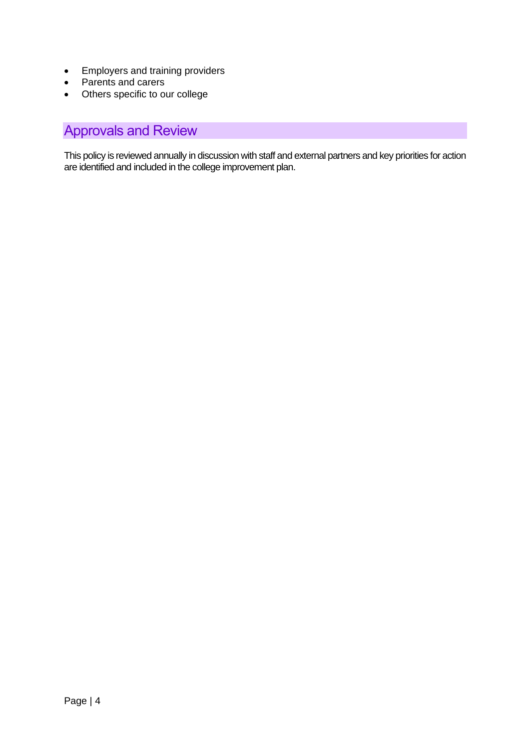- Employers and training providers
- Parents and carers
- Others specific to our college

## Approvals and Review

This policy is reviewed annually in discussion with staff and external partners and key priorities for action are identified and included in the college improvement plan.